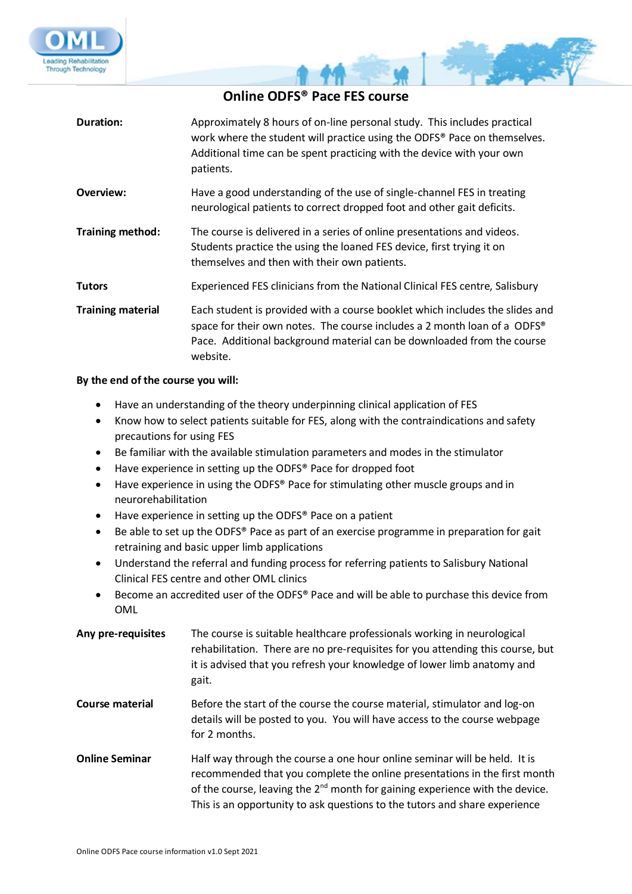# Online ODFS® Pace FES course

| | |
|---|---|
| **Duration:** | Approximately 8 hours of on-line personal study. This includes practical work where the student will practice using the ODFS® Pace on themselves. Additional time can be spent practicing with the device with your own patients. |
| **Overview:** | Have a good understanding of the use of single-channel FES in treating neurological patients to correct dropped foot and other gait deficits. |
| **Training method:** | The course is delivered in a series of online presentations and videos. Students practice the using the loaned FES device, first trying it on themselves and then with their own patients. |
| **Tutors** | Experienced FES clinicians from the National Clinical FES centre, Salisbury |
| **Training material** | Each student is provided with a course booklet which includes the slides and space for their own notes. The course includes a 2 month loan of a ODFS® Pace. Additional background material can be downloaded from the course website. |

**By the end of the course you will:**

- Have an understanding of the theory underpinning clinical application of FES
- Know how to select patients suitable for FES, along with the contraindications and safety precautions for using FES
- Be familiar with the available stimulation parameters and modes in the stimulator
- Have experience in setting up the ODFS® Pace for dropped foot
- Have experience in using the ODFS® Pace for stimulating other muscle groups and in neurorehabilitation
- Have experience in setting up the ODFS® Pace on a patient
- Be able to set up the ODFS® Pace as part of an exercise programme in preparation for gait retraining and basic upper limb applications
- Understand the referral and funding process for referring patients to Salisbury National Clinical FES centre and other OML clinics
- Become an accredited user of the ODFS® Pace and will be able to purchase this device from OML

| | |
|---|---|
| **Any pre-requisites** | The course is suitable healthcare professionals working in neurological rehabilitation. There are no pre-requisites for you attending this course, but it is advised that you refresh your knowledge of lower limb anatomy and gait. |
| **Course material** | Before the start of the course the course material, stimulator and log-on details will be posted to you. You will have access to the course webpage for 2 months. |
| **Online Seminar** | Half way through the course a one hour online seminar will be held. It is recommended that you complete the online presentations in the first month of the course, leaving the 2nd month for gaining experience with the device. This is an opportunity to ask questions to the tutors and share experience |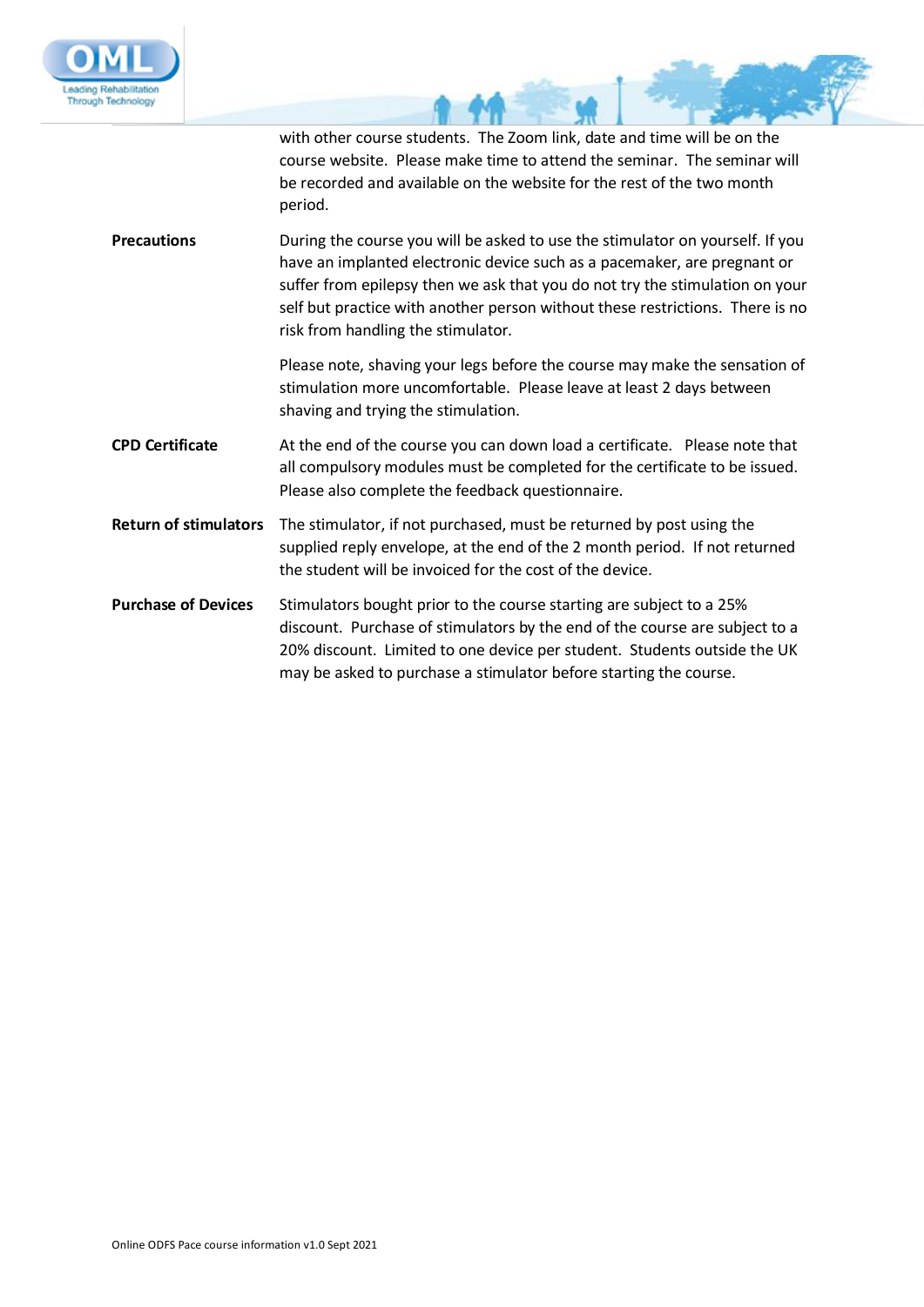with other course students. The Zoom link, date and time will be on the course website. Please make time to attend the seminar. The seminar will be recorded and available on the website for the rest of the two month period.

**Precautions**

During the course you will be asked to use the stimulator on yourself. If you have an implanted electronic device such as a pacemaker, are pregnant or suffer from epilepsy then we ask that you do not try the stimulation on your self but practice with another person without these restrictions. There is no risk from handling the stimulator.

Please note, shaving your legs before the course may make the sensation of stimulation more uncomfortable. Please leave at least 2 days between shaving and trying the stimulation.

**CPD Certificate**

At the end of the course you can down load a certificate. Please note that all compulsory modules must be completed for the certificate to be issued. Please also complete the feedback questionnaire.

**Return of stimulators**

The stimulator, if not purchased, must be returned by post using the supplied reply envelope, at the end of the 2 month period. If not returned the student will be invoiced for the cost of the device.

**Purchase of Devices**

Stimulators bought prior to the course starting are subject to a 25% discount. Purchase of stimulators by the end of the course are subject to a 20% discount. Limited to one device per student. Students outside the UK may be asked to purchase a stimulator before starting the course.